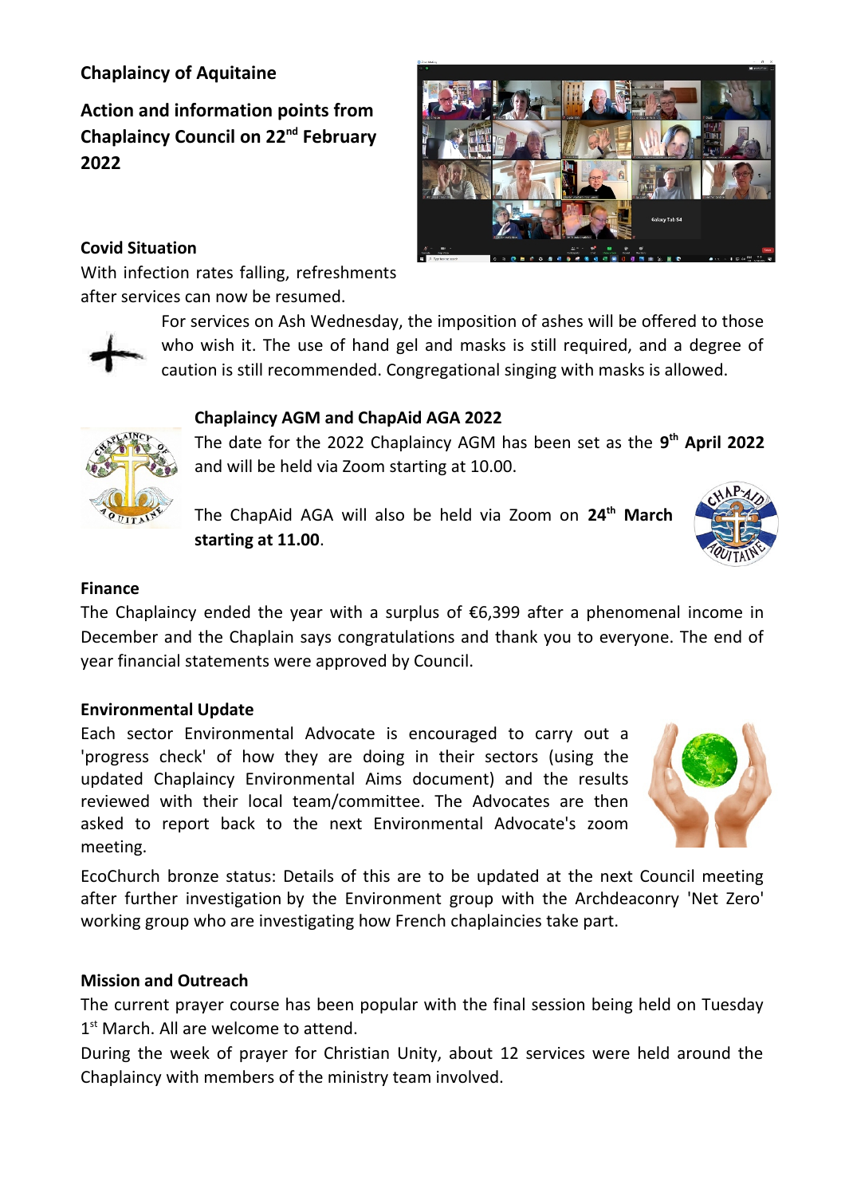**Chaplaincy of Aquitaine**

**Action and information points from Chaplaincy Council on 22nd February 2022**

**Covid Situation**

With infection rates falling, refreshments after services can now be resumed.

For services on Ash Wednesday, the imposition of ashes will be offered to those who wish it. The use of hand gel and masks is still required, and a degree of caution is still recommended. Congregational singing with masks is allowed.

**Chaplaincy AGM and ChapAid AGA 2022**

The date for the 2022 Chaplaincy AGM has been set as the **9th April 2022** and will be held via Zoom starting at 10.00.

The ChapAid AGA will also be held via Zoom on **24th March starting at 11.00**.

**Finance**

The Chaplaincy ended the year with a surplus of €6,399 after a phenomenal income in December and the Chaplain says congratulations and thank you to everyone. The end of year financial statements were approved by Council.

**Environmental Update**

Each sector Environmental Advocate is encouraged to carry out a 'progress check' of how they are doing in their sectors (using the updated Chaplaincy Environmental Aims document) and the results reviewed with their local team/committee. The Advocates are then asked to report back to the next Environmental Advocate's zoom meeting.

EcoChurch bronze status: Details of this are to be updated at the next Council meeting after further investigation by the Environment group with the Archdeaconry 'Net Zero' working group who are investigating how French chaplaincies take part.

**Mission and Outreach**

The current prayer course has been popular with the final session being held on Tuesday 1st March. All are welcome to attend.

During the week of prayer for Christian Unity, about 12 services were held around the Chaplaincy with members of the ministry team involved.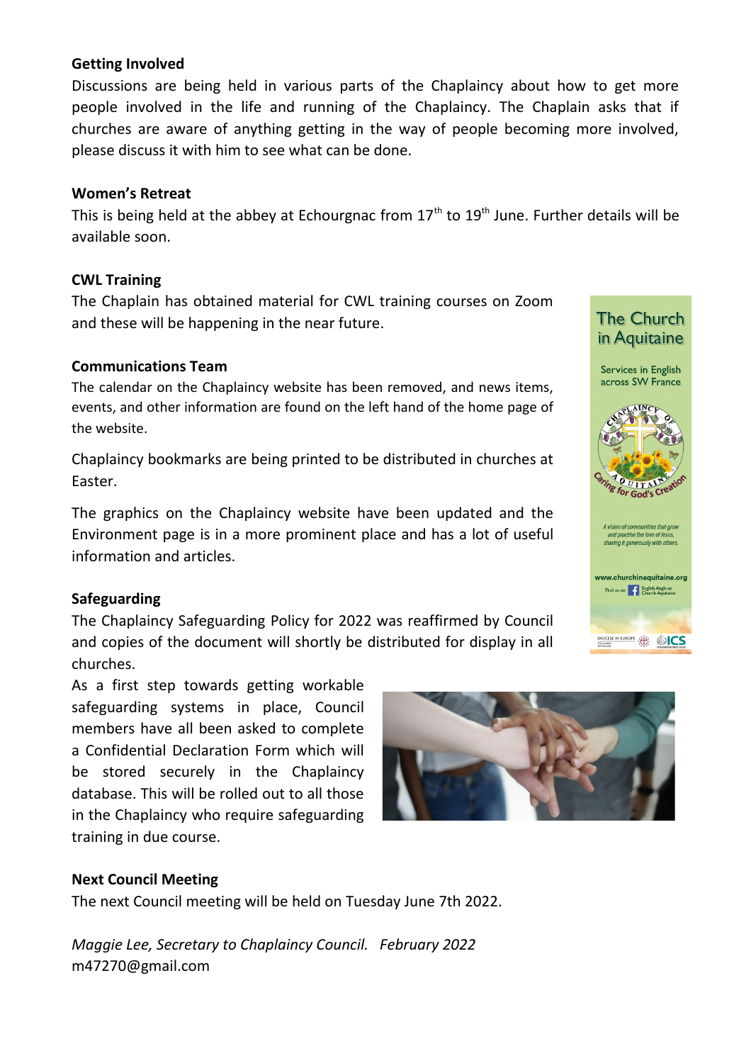**Getting Involved**

Discussions are being held in various parts of the Chaplaincy about how to get more people involved in the life and running of the Chaplaincy. The Chaplain asks that if churches are aware of anything getting in the way of people becoming more involved, please discuss it with him to see what can be done.

**Women's Retreat**

This is being held at the abbey at Echourgnac from 17th to 19th June. Further details will be available soon.

**CWL Training**

The Chaplain has obtained material for CWL training courses on Zoom and these will be happening in the near future.

**Communications Team**

The calendar on the Chaplaincy website has been removed, and news items, events, and other information are found on the left hand of the home page of the website.

Chaplaincy bookmarks are being printed to be distributed in churches at Easter.

The graphics on the Chaplaincy website have been updated and the Environment page is in a more prominent place and has a lot of useful information and articles.

**Safeguarding**

The Chaplaincy Safeguarding Policy for 2022 was reaffirmed by Council and copies of the document will shortly be distributed for display in all churches.

As a first step towards getting workable safeguarding systems in place, Council members have all been asked to complete a Confidential Declaration Form which will be stored securely in the Chaplaincy database. This will be rolled out to all those in the Chaplaincy who require safeguarding training in due course.

**Next Council Meeting**

The next Council meeting will be held on Tuesday June 7th 2022.

*Maggie Lee, Secretary to Chaplaincy Council. February 2022*
m47270@gmail.com